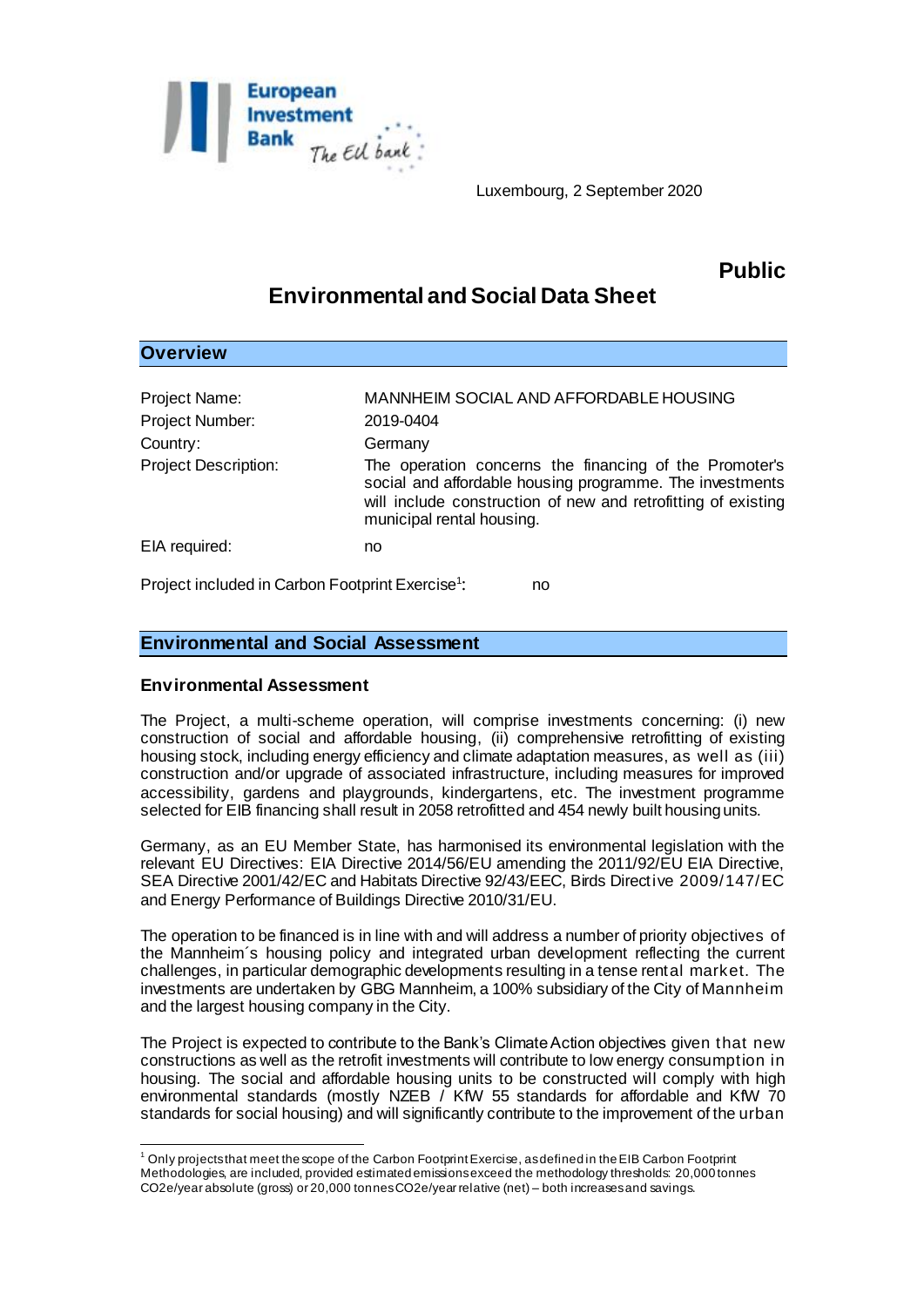Luxembourg, 2 September 2020

**Public**

# Environmental and Social Data Sheet

## Overview

| | |
|---|---|
| Project Name: | MANNHEIM SOCIAL AND AFFORDABLE HOUSING |
| Project Number: | 2019-0404 |
| Country: | Germany |
| Project Description: | The operation concerns the financing of the Promoter's social and affordable housing programme. The investments will include construction of new and retrofitting of existing municipal rental housing. |
| EIA required: | no |

Project included in Carbon Footprint Exercise[1]: no

## Environmental and Social Assessment

### Environmental Assessment

The Project, a multi-scheme operation, will comprise investments concerning: (i) new construction of social and affordable housing, (ii) comprehensive retrofitting of existing housing stock, including energy efficiency and climate adaptation measures, as well as (iii) construction and/or upgrade of associated infrastructure, including measures for improved accessibility, gardens and playgrounds, kindergartens, etc. The investment programme selected for EIB financing shall result in 2058 retrofitted and 454 newly built housing units.

Germany, as an EU Member State, has harmonised its environmental legislation with the relevant EU Directives: EIA Directive 2014/56/EU amending the 2011/92/EU EIA Directive, SEA Directive 2001/42/EC and Habitats Directive 92/43/EEC, Birds Directive 2009/147/EC and Energy Performance of Buildings Directive 2010/31/EU.

The operation to be financed is in line with and will address a number of priority objectives of the Mannheim´s housing policy and integrated urban development reflecting the current challenges, in particular demographic developments resulting in a tense rental market. The investments are undertaken by GBG Mannheim, a 100% subsidiary of the City of Mannheim and the largest housing company in the City.

The Project is expected to contribute to the Bank's Climate Action objectives given that new constructions as well as the retrofit investments will contribute to low energy consumption in housing. The social and affordable housing units to be constructed will comply with high environmental standards (mostly NZEB / KfW 55 standards for affordable and KfW 70 standards for social housing) and will significantly contribute to the improvement of the urban

---

[1] Only projects that meet the scope of the Carbon Footprint Exercise, as defined in the EIB Carbon Footprint Methodologies, are included, provided estimated emissions exceed the methodology thresholds: 20,000 tonnes $CO_2e$/year absolute (gross) or 20,000 tonnes $CO_2e$/year relative (net) – both increases and savings.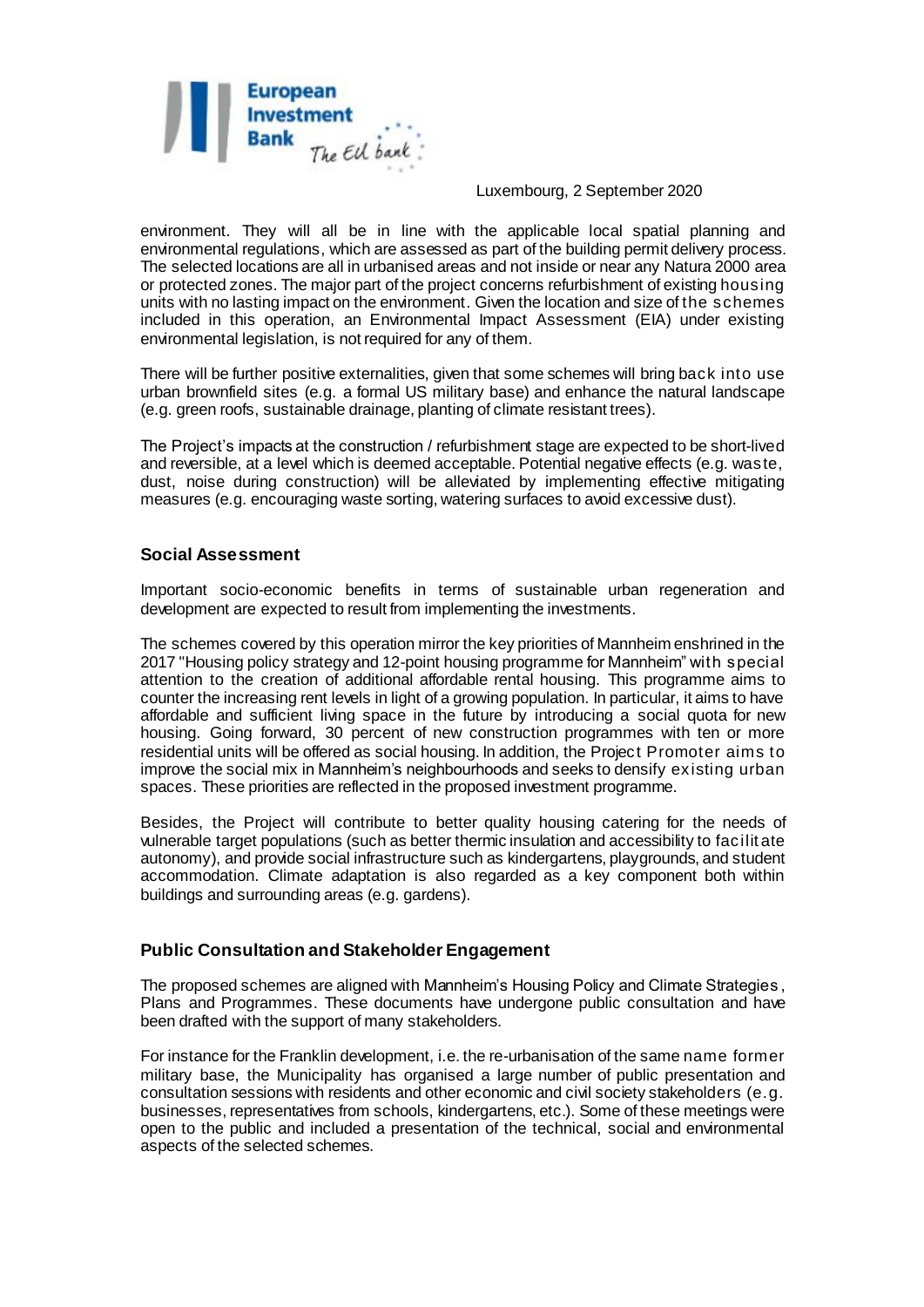environment. They will all be in line with the applicable local spatial planning and environmental regulations, which are assessed as part of the building permit delivery process. The selected locations are all in urbanised areas and not inside or near any Natura 2000 area or protected zones. The major part of the project concerns refurbishment of existing housing units with no lasting impact on the environment. Given the location and size of the schemes included in this operation, an Environmental Impact Assessment (EIA) under existing environmental legislation, is not required for any of them.

There will be further positive externalities, given that some schemes will bring back into use urban brownfield sites (e.g. a formal US military base) and enhance the natural landscape (e.g. green roofs, sustainable drainage, planting of climate resistant trees).

The Project's impacts at the construction / refurbishment stage are expected to be short-lived and reversible, at a level which is deemed acceptable. Potential negative effects (e.g. waste, dust, noise during construction) will be alleviated by implementing effective mitigating measures (e.g. encouraging waste sorting, watering surfaces to avoid excessive dust).

## Social Assessment

Important socio-economic benefits in terms of sustainable urban regeneration and development are expected to result from implementing the investments.

The schemes covered by this operation mirror the key priorities of Mannheim enshrined in the 2017 "Housing policy strategy and 12-point housing programme for Mannheim" with special attention to the creation of additional affordable rental housing. This programme aims to counter the increasing rent levels in light of a growing population. In particular, it aims to have affordable and sufficient living space in the future by introducing a social quota for new housing. Going forward, 30 percent of new construction programmes with ten or more residential units will be offered as social housing. In addition, the Project Promoter aims to improve the social mix in Mannheim's neighbourhoods and seeks to densify existing urban spaces. These priorities are reflected in the proposed investment programme.

Besides, the Project will contribute to better quality housing catering for the needs of vulnerable target populations (such as better thermic insulation and accessibility to facilitate autonomy), and provide social infrastructure such as kindergartens, playgrounds, and student accommodation. Climate adaptation is also regarded as a key component both within buildings and surrounding areas (e.g. gardens).

## Public Consultation and Stakeholder Engagement

The proposed schemes are aligned with Mannheim's Housing Policy and Climate Strategies, Plans and Programmes. These documents have undergone public consultation and have been drafted with the support of many stakeholders.

For instance for the Franklin development, i.e. the re-urbanisation of the same name former military base, the Municipality has organised a large number of public presentation and consultation sessions with residents and other economic and civil society stakeholders (e.g. businesses, representatives from schools, kindergartens, etc.). Some of these meetings were open to the public and included a presentation of the technical, social and environmental aspects of the selected schemes.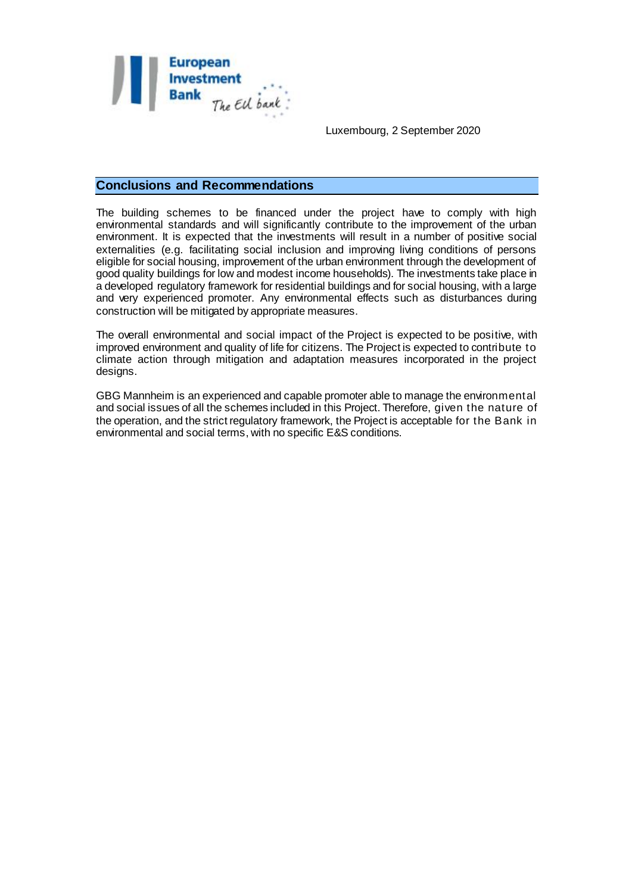Luxembourg, 2 September 2020

## Conclusions and Recommendations

The building schemes to be financed under the project have to comply with high environmental standards and will significantly contribute to the improvement of the urban environment. It is expected that the investments will result in a number of positive social externalities (e.g. facilitating social inclusion and improving living conditions of persons eligible for social housing, improvement of the urban environment through the development of good quality buildings for low and modest income households). The investments take place in a developed regulatory framework for residential buildings and for social housing, with a large and very experienced promoter. Any environmental effects such as disturbances during construction will be mitigated by appropriate measures.

The overall environmental and social impact of the Project is expected to be positive, with improved environment and quality of life for citizens. The Project is expected to contribute to climate action through mitigation and adaptation measures incorporated in the project designs.

GBG Mannheim is an experienced and capable promoter able to manage the environmental and social issues of all the schemes included in this Project. Therefore, given the nature of the operation, and the strict regulatory framework, the Project is acceptable for the Bank in environmental and social terms, with no specific E&S conditions.